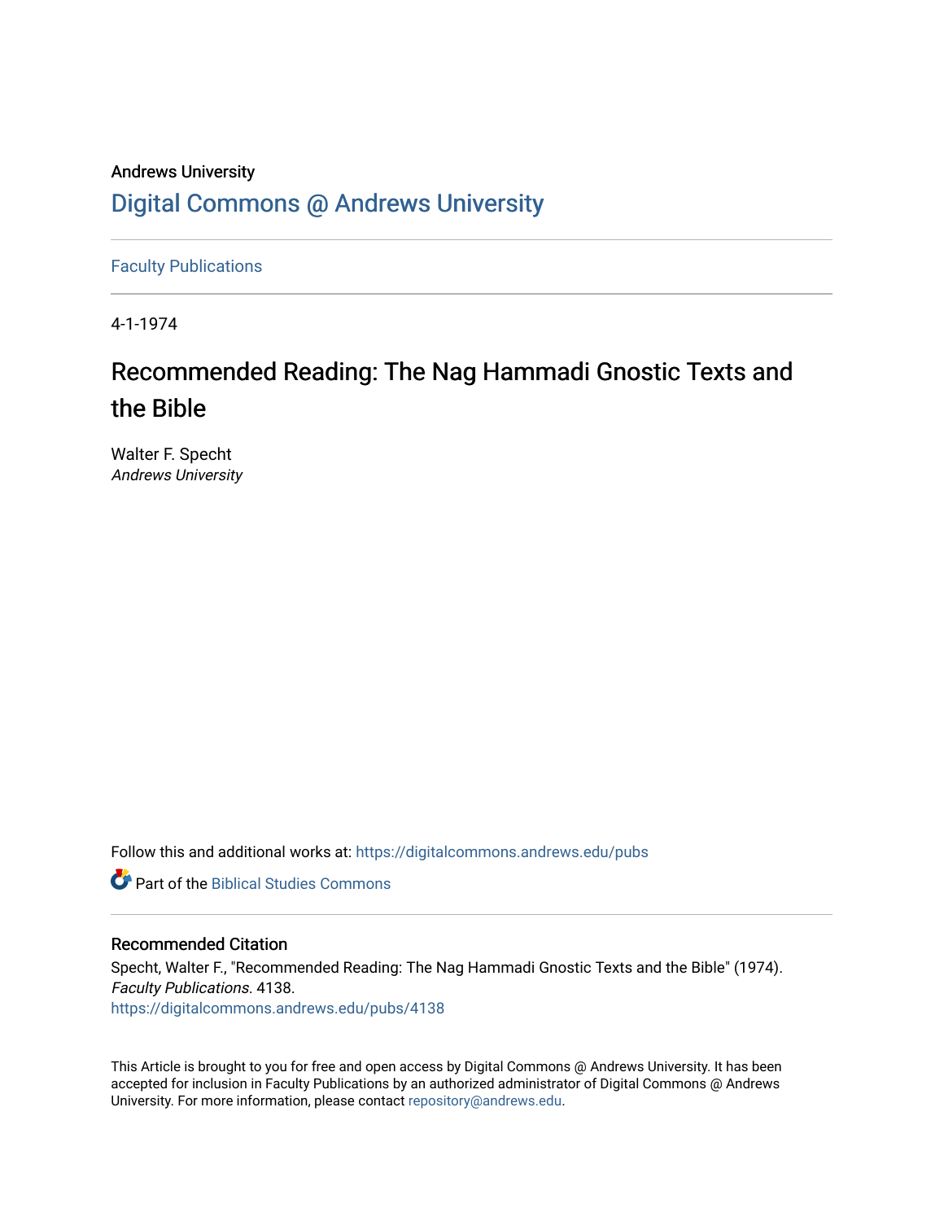Andrews University

Digital Commons @ Andrews University

Faculty Publications

4-1-1974

# Recommended Reading: The Nag Hammadi Gnostic Texts and the Bible

Walter F. Specht
*Andrews University*

Follow this and additional works at: https://digitalcommons.andrews.edu/pubs

Part of the Biblical Studies Commons

## Recommended Citation

Specht, Walter F., "Recommended Reading: The Nag Hammadi Gnostic Texts and the Bible" (1974). *Faculty Publications*. 4138.
https://digitalcommons.andrews.edu/pubs/4138

This Article is brought to you for free and open access by Digital Commons @ Andrews University. It has been accepted for inclusion in Faculty Publications by an authorized administrator of Digital Commons @ Andrews University. For more information, please contact repository@andrews.edu.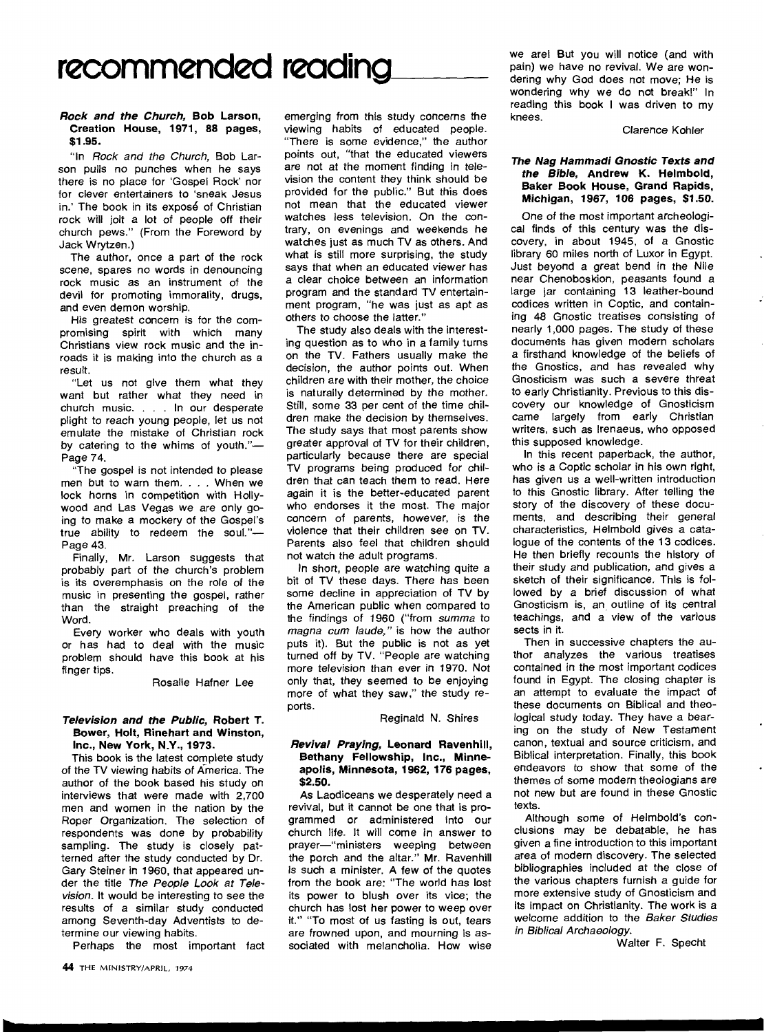# recommended reading

**_Rock and the Church,_ Bob Larson, Creation House, 1971, 88 pages, $1.95.**

"In *Rock and the Church,* Bob Larson pulls no punches when he says there is no place for 'Gospel Rock' nor for clever entertainers to 'sneak Jesus in.' The book in its exposé of Christian rock will jolt a lot of people off their church pews." (From the Foreword by Jack Wrytzen.)

The author, once a part of the rock scene, spares no words in denouncing rock music as an instrument of the devil for promoting immorality, drugs, and even demon worship.

His greatest concern is for the compromising spirit with which many Christians view rock music and the inroads it is making into the church as a result.

"Let us not give them what they want but rather what they need in church music. . . . In our desperate plight to reach young people, let us not emulate the mistake of Christian rock by catering to the whims of youth."—Page 74.

"The gospel is not intended to please men but to warn them. . . . When we lock horns in competition with Hollywood and Las Vegas we are only going to make a mockery of the Gospel's true ability to redeem the soul."—Page 43.

Finally, Mr. Larson suggests that probably part of the church's problem is its overemphasis on the role of the music in presenting the gospel, rather than the straight preaching of the Word.

Every worker who deals with youth or has had to deal with the music problem should have this book at his finger tips.

Rosalie Hafner Lee

**_Television and the Public,_ Robert T. Bower, Holt, Rinehart and Winston, Inc., New York, N.Y., 1973.**

This book is the latest complete study of the TV viewing habits of America. The author of the book based his study on interviews that were made with 2,700 men and women in the nation by the Roper Organization. The selection of respondents was done by probability sampling. The study is closely patterned after the study conducted by Dr. Gary Steiner in 1960, that appeared under the title *The People Look at Television.* It would be interesting to see the results of a similar study conducted among Seventh-day Adventists to determine our viewing habits.

Perhaps the most important fact emerging from this study concerns the viewing habits of educated people. "There is some evidence," the author points out, "that the educated viewers are not at the moment finding in television the content they think should be provided for the public." But this does not mean that the educated viewer watches less television. On the contrary, on evenings and weekends he watches just as much TV as others. And what is still more surprising, the study says that when an educated viewer has a clear choice between an information program and the standard TV entertainment program, "he was just as apt as others to choose the latter."

The study also deals with the interesting question as to who in a family turns on the TV. Fathers usually make the decision, the author points out. When children are with their mother, the choice is naturally determined by the mother. Still, some 33 per cent of the time children make the decision by themselves. The study says that most parents show greater approval of TV for their children, particularly because there are special TV programs being produced for children that can teach them to read. Here again it is the better-educated parent who endorses it the most. The major concern of parents, however, is the violence that their children see on TV. Parents also feel that children should not watch the adult programs.

In short, people are watching quite a bit of TV these days. There has been some decline in appreciation of TV by the American public when compared to the findings of 1960 ("from *summa* to *magna cum laude,"* is how the author puts it). But the public is not as yet turned off by TV. "People are watching more television than ever in 1970. Not only that, they seemed to be enjoying more of what they saw," the study reports.

Reginald N. Shires

**_Revival Praying,_ Leonard Ravenhill, Bethany Fellowship, Inc., Minneapolis, Minnesota, 1962, 176 pages, $2.50.**

As Laodiceans we desperately need a revival, but it cannot be one that is programmed or administered into our church life. It will come in answer to prayer—"ministers weeping between the porch and the altar." Mr. Ravenhill is such a minister. A few of the quotes from the book are: "The world has lost its power to blush over its vice; the church has lost her power to weep over it." "To most of us fasting is out, tears are frowned upon, and mourning is associated with melancholia. How wise we are! But you will notice (and with pain) we have no revival. We are wondering why God does not move; He is wondering why we do not break!" In reading this book I was driven to my knees.

Clarence Kohler

**_The Nag Hammadi Gnostic Texts and the Bible,_ Andrew K. Helmbold, Baker Book House, Grand Rapids, Michigan, 1967, 106 pages, $1.50.**

One of the most important archeological finds of this century was the discovery, in about 1945, of a Gnostic library 60 miles north of Luxor in Egypt. Just beyond a great bend in the Nile near Chenoboskion, peasants found a large jar containing 13 leather-bound codices written in Coptic, and containing 48 Gnostic treatises consisting of nearly 1,000 pages. The study of these documents has given modern scholars a firsthand knowledge of the beliefs of the Gnostics, and has revealed why Gnosticism was such a severe threat to early Christianity. Previous to this discovery our knowledge of Gnosticism came largely from early Christian writers, such as Irenaeus, who opposed this supposed knowledge.

In this recent paperback, the author, who is a Coptic scholar in his own right, has given us a well-written introduction to this Gnostic library. After telling the story of the discovery of these documents, and describing their general characteristics, Helmbold gives a catalogue of the contents of the 13 codices. He then briefly recounts the history of their study and publication, and gives a sketch of their significance. This is followed by a brief discussion of what Gnosticism is, an outline of its central teachings, and a view of the various sects in it.

Then in successive chapters the author analyzes the various treatises contained in the most important codices found in Egypt. The closing chapter is an attempt to evaluate the impact of these documents on Biblical and theological study today. They have a bearing on the study of New Testament canon, textual and source criticism, and Biblical interpretation. Finally, this book endeavors to show that some of the themes of some modern theologians are not new but are found in these Gnostic texts.

Although some of Helmbold's conclusions may be debatable, he has given a fine introduction to this important area of modern discovery. The selected bibliographies included at the close of the various chapters furnish a guide for more extensive study of Gnosticism and its impact on Christianity. The work is a welcome addition to the *Baker Studies in Biblical Archaeology.*

Walter F. Specht